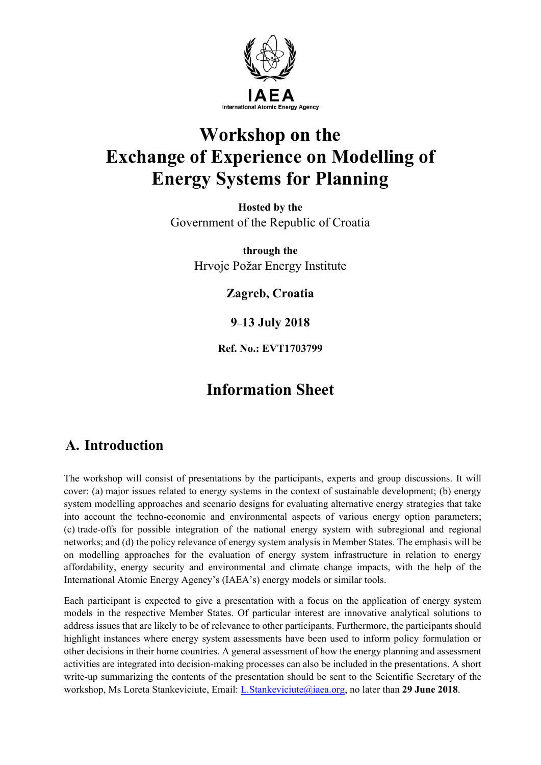IAEA

International Atomic Energy Agency

# Workshop on the Exchange of Experience on Modelling of Energy Systems for Planning

**Hosted by the**

Government of the Republic of Croatia

**through the**

Hrvoje Požar Energy Institute

**Zagreb, Croatia**

**9–13 July 2018**

**Ref. No.: EVT1703799**

## Information Sheet

## A. Introduction

The workshop will consist of presentations by the participants, experts and group discussions. It will cover: (a) major issues related to energy systems in the context of sustainable development; (b) energy system modelling approaches and scenario designs for evaluating alternative energy strategies that take into account the techno-economic and environmental aspects of various energy option parameters; (c) trade-offs for possible integration of the national energy system with subregional and regional networks; and (d) the policy relevance of energy system analysis in Member States. The emphasis will be on modelling approaches for the evaluation of energy system infrastructure in relation to energy affordability, energy security and environmental and climate change impacts, with the help of the International Atomic Energy Agency's (IAEA's) energy models or similar tools.

Each participant is expected to give a presentation with a focus on the application of energy system models in the respective Member States. Of particular interest are innovative analytical solutions to address issues that are likely to be of relevance to other participants. Furthermore, the participants should highlight instances where energy system assessments have been used to inform policy formulation or other decisions in their home countries. A general assessment of how the energy planning and assessment activities are integrated into decision-making processes can also be included in the presentations. A short write-up summarizing the contents of the presentation should be sent to the Scientific Secretary of the workshop, Ms Loreta Stankeviciute, Email: L.Stankeviciute@iaea.org, no later than **29 June 2018**.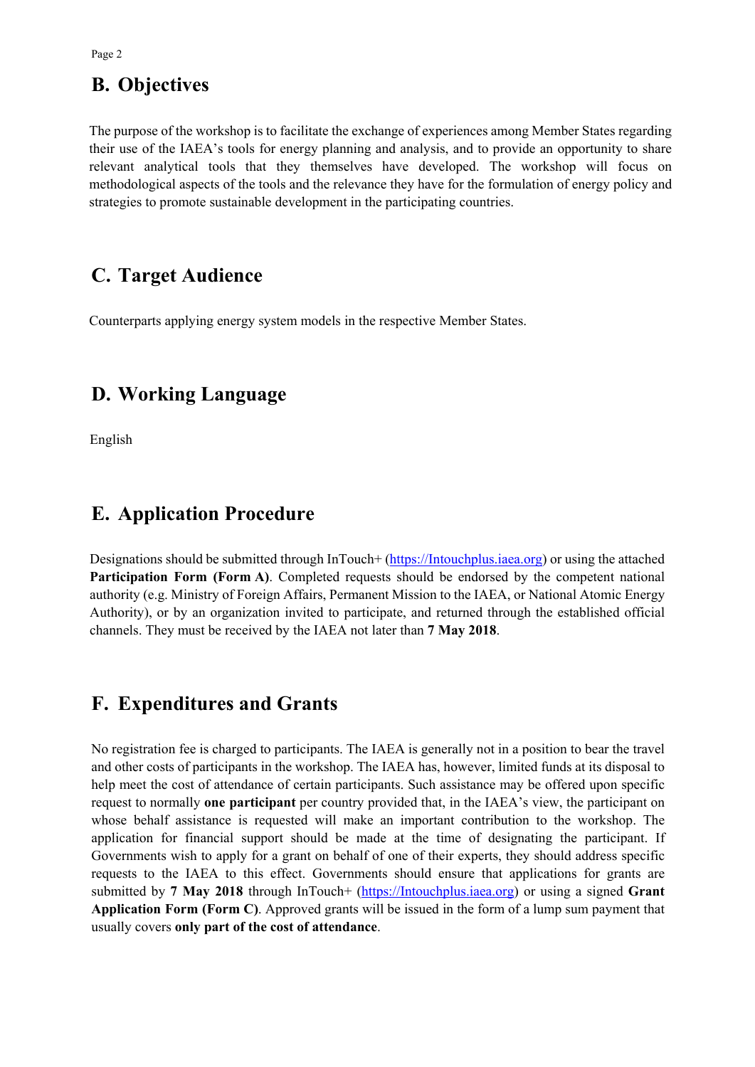## B. Objectives

The purpose of the workshop is to facilitate the exchange of experiences among Member States regarding their use of the IAEA's tools for energy planning and analysis, and to provide an opportunity to share relevant analytical tools that they themselves have developed. The workshop will focus on methodological aspects of the tools and the relevance they have for the formulation of energy policy and strategies to promote sustainable development in the participating countries.

## C. Target Audience

Counterparts applying energy system models in the respective Member States.

## D. Working Language

English

## E. Application Procedure

Designations should be submitted through InTouch+ (https://Intouchplus.iaea.org) or using the attached **Participation Form (Form A)**. Completed requests should be endorsed by the competent national authority (e.g. Ministry of Foreign Affairs, Permanent Mission to the IAEA, or National Atomic Energy Authority), or by an organization invited to participate, and returned through the established official channels. They must be received by the IAEA not later than **7 May 2018**.

## F. Expenditures and Grants

No registration fee is charged to participants. The IAEA is generally not in a position to bear the travel and other costs of participants in the workshop. The IAEA has, however, limited funds at its disposal to help meet the cost of attendance of certain participants. Such assistance may be offered upon specific request to normally **one participant** per country provided that, in the IAEA's view, the participant on whose behalf assistance is requested will make an important contribution to the workshop. The application for financial support should be made at the time of designating the participant. If Governments wish to apply for a grant on behalf of one of their experts, they should address specific requests to the IAEA to this effect. Governments should ensure that applications for grants are submitted by **7 May 2018** through InTouch+ (https://Intouchplus.iaea.org) or using a signed **Grant Application Form (Form C)**. Approved grants will be issued in the form of a lump sum payment that usually covers **only part of the cost of attendance**.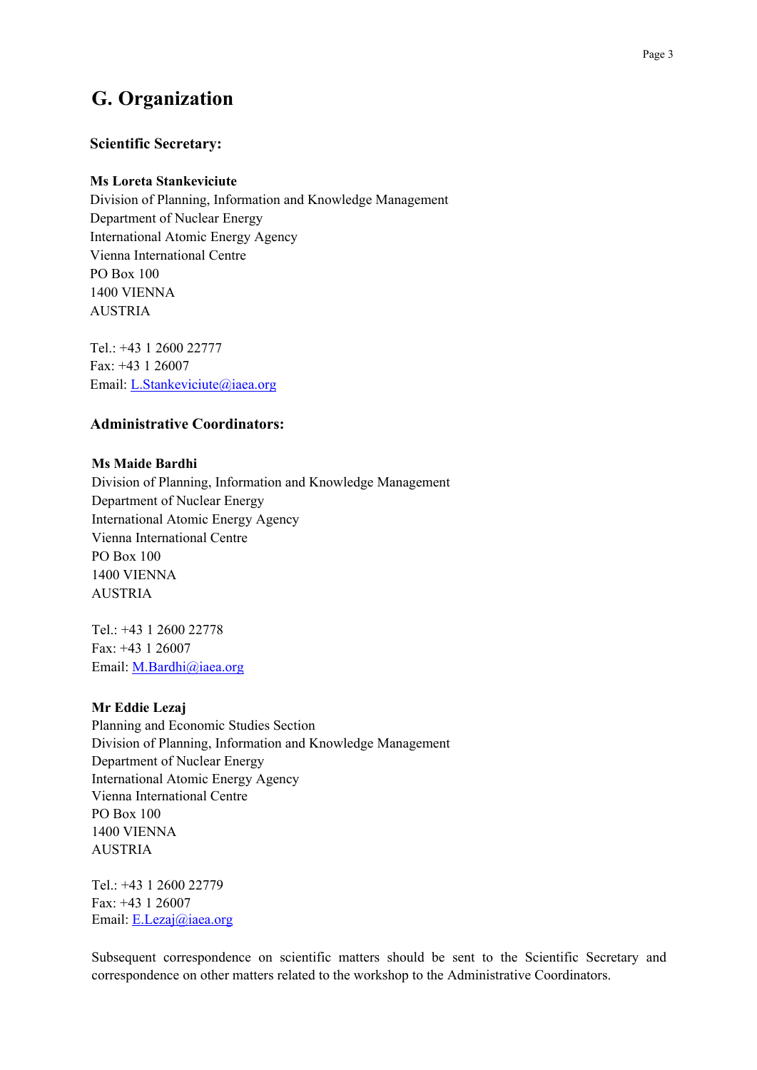## G. Organization

### Scientific Secretary:

**Ms Loreta Stankeviciute**
Division of Planning, Information and Knowledge Management
Department of Nuclear Energy
International Atomic Energy Agency
Vienna International Centre
PO Box 100
1400 VIENNA
AUSTRIA

Tel.: +43 1 2600 22777
Fax: +43 1 26007
Email: L.Stankeviciute@iaea.org

### Administrative Coordinators:

**Ms Maide Bardhi**
Division of Planning, Information and Knowledge Management
Department of Nuclear Energy
International Atomic Energy Agency
Vienna International Centre
PO Box 100
1400 VIENNA
AUSTRIA

Tel.: +43 1 2600 22778
Fax: +43 1 26007
Email: M.Bardhi@iaea.org

**Mr Eddie Lezaj**
Planning and Economic Studies Section
Division of Planning, Information and Knowledge Management
Department of Nuclear Energy
International Atomic Energy Agency
Vienna International Centre
PO Box 100
1400 VIENNA
AUSTRIA

Tel.: +43 1 2600 22779
Fax: +43 1 26007
Email: E.Lezaj@iaea.org

Subsequent correspondence on scientific matters should be sent to the Scientific Secretary and correspondence on other matters related to the workshop to the Administrative Coordinators.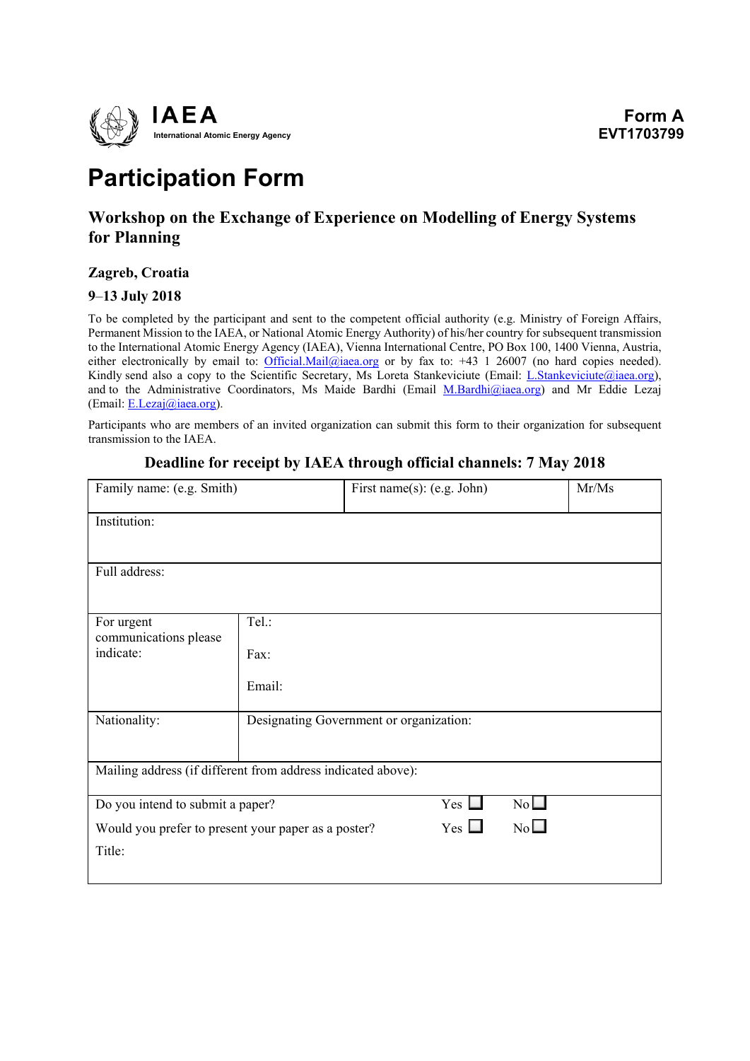IAEA
International Atomic Energy Agency

**Form A**
**EVT1703799**

# Participation Form

## Workshop on the Exchange of Experience on Modelling of Energy Systems for Planning

### Zagreb, Croatia

### 9–13 July 2018

To be completed by the participant and sent to the competent official authority (e.g. Ministry of Foreign Affairs, Permanent Mission to the IAEA, or National Atomic Energy Authority) of his/her country for subsequent transmission to the International Atomic Energy Agency (IAEA), Vienna International Centre, PO Box 100, 1400 Vienna, Austria, either electronically by email to: Official.Mail@iaea.org or by fax to: +43 1 26007 (no hard copies needed). Kindly send also a copy to the Scientific Secretary, Ms Loreta Stankeviciute (Email: L.Stankeviciute@iaea.org), and to the Administrative Coordinators, Ms Maide Bardhi (Email M.Bardhi@iaea.org) and Mr Eddie Lezaj (Email: E.Lezaj@iaea.org).

Participants who are members of an invited organization can submit this form to their organization for subsequent transmission to the IAEA.

**Deadline for receipt by IAEA through official channels: 7 May 2018**

| Family name: (e.g. Smith) | First name(s): (e.g. John) | Mr/Ms |
|---|---|---|
| Institution: | | |
| Full address: | | |
| For urgent communications please indicate: | Tel.:<br>Fax:<br>Email: | |
| Nationality: | Designating Government or organization: | |
| Mailing address (if different from address indicated above): | | |
| Do you intend to submit a paper? | Yes ☐ | No ☐ |
| Would you prefer to present your paper as a poster? | Yes ☐ | No ☐ |
| Title: | | |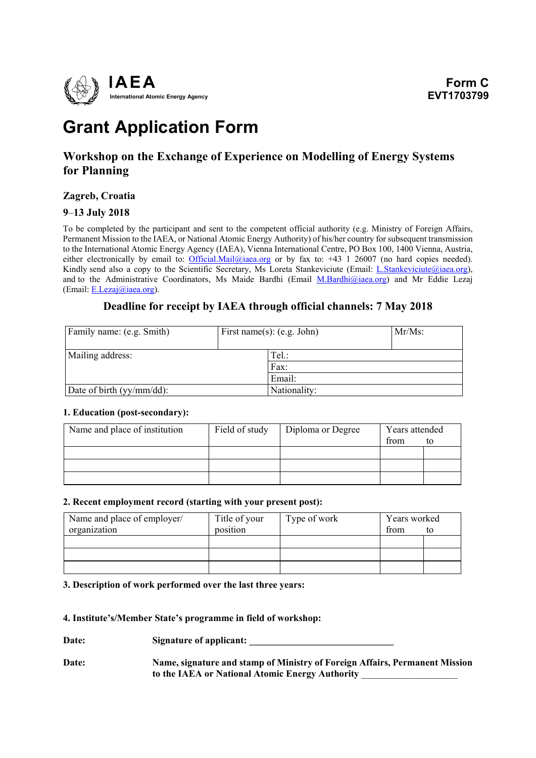IAEA
International Atomic Energy Agency

**Form C**
**EVT1703799**

# Grant Application Form

## Workshop on the Exchange of Experience on Modelling of Energy Systems for Planning

### Zagreb, Croatia

### 9–13 July 2018

To be completed by the participant and sent to the competent official authority (e.g. Ministry of Foreign Affairs, Permanent Mission to the IAEA, or National Atomic Energy Authority) of his/her country for subsequent transmission to the International Atomic Energy Agency (IAEA), Vienna International Centre, PO Box 100, 1400 Vienna, Austria, either electronically by email to: Official.Mail@iaea.org or by fax to: +43 1 26007 (no hard copies needed). Kindly send also a copy to the Scientific Secretary, Ms Loreta Stankeviciute (Email: L.Stankeviciute@iaea.org), and to the Administrative Coordinators, Ms Maide Bardhi (Email M.Bardhi@iaea.org) and Mr Eddie Lezaj (Email: E.Lezaj@iaea.org).

**Deadline for receipt by IAEA through official channels: 7 May 2018**

| | | |
|---|---|---|
| Family name: (e.g. Smith) | First name(s): (e.g. John) | Mr/Ms: |
| Mailing address: | Tel.: | |
| | Fax: | |
| | Email: | |
| Date of birth (yy/mm/dd): | Nationality: | |

**1. Education (post-secondary):**

| Name and place of institution | Field of study | Diploma or Degree | Years attended from | to |
|---|---|---|---|---|
| | | | | |
| | | | | |
| | | | | |

**2. Recent employment record (starting with your present post):**

| Name and place of employer/ organization | Title of your position | Type of work | Years worked from | to |
|---|---|---|---|---|
| | | | | |
| | | | | |
| | | | | |

**3. Description of work performed over the last three years:**

**4. Institute's/Member State's programme in field of workshop:**

**Date:** **Signature of applicant:** ______________________________

**Date:** **Name, signature and stamp of Ministry of Foreign Affairs, Permanent Mission to the IAEA or National Atomic Energy Authority** ____________________